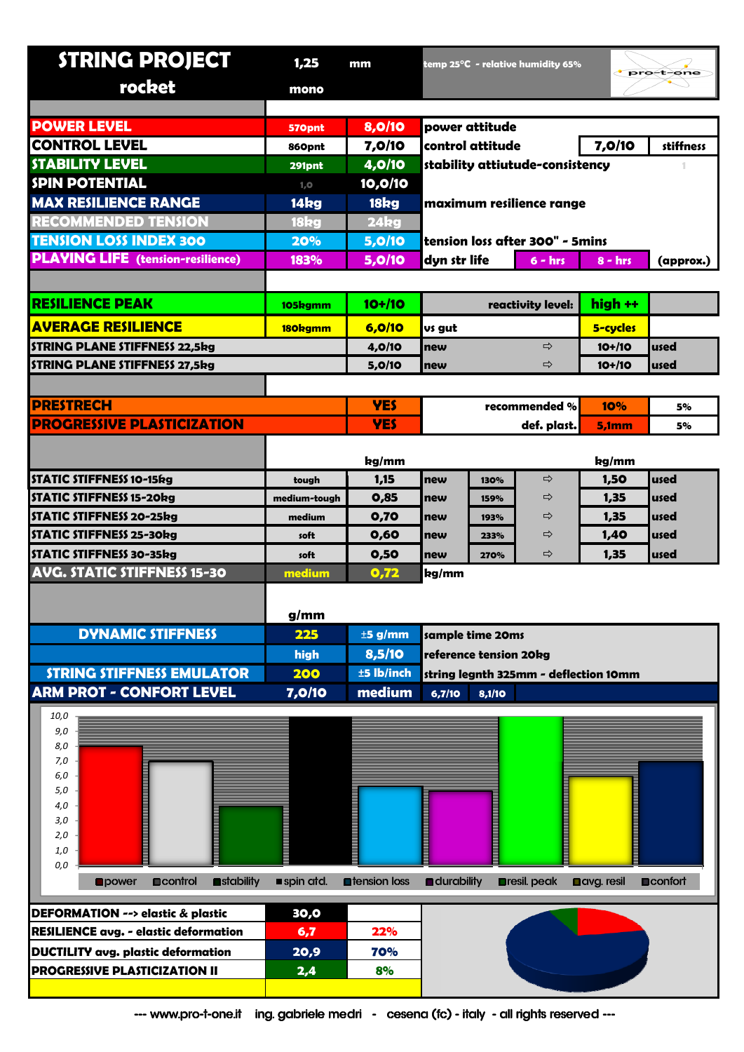# STRING PROJECT

**rocket**

1,25 mm — mono

temp 25°C - relative humidity 65%

pro-t-one

| | | | | | |
|---|---|---|---|---|---|
| **POWER LEVEL** | 570pnt | 8,0/10 | power attitude | | |
| **CONTROL LEVEL** | 860pnt | 7,0/10 | control attitude | 7,0/10 | stiffness |
| **STABILITY LEVEL** | 291pnt | 4,0/10 | stability attiutude-consistency | | 1 |
| **SPIN POTENTIAL** | 1,0 | 10,0/10 | | | |
| **MAX RESILIENCE RANGE** | 14kg | 18kg | maximum resilience range | | |
| **RECOMMENDED TENSION** | 18kg | 24kg | | | |
| **TENSION LOSS INDEX 300** | 20% | 5,0/10 | tension loss after 300" - 5mins | | |
| **PLAYING LIFE (tension-resilience)** | 183% | 5,0/10 | dyn str life | 6 - hrs | 8 - hrs (approx.) |

| | | | | | |
|---|---|---|---|---|---|
| **RESILIENCE PEAK** | 105kgmm | 10+/10 | reactivity level: | high ++ | |
| **AVERAGE RESILIENCE** | 180kgmm | 6,0/10 | vs gut | 5-cycles | |
| STRING PLANE STIFFNESS 22,5kg | | 4,0/10 | new ⇨ | 10+/10 | used |
| STRING PLANE STIFFNESS 27,5kg | | 5,0/10 | new ⇨ | 10+/10 | used |

| | | | | |
|---|---|---|---|---|
| **PRESTRECH** | YES | recommended % | 10% | 5% |
| **PROGRESSIVE PLASTICIZATION** | YES | def. plast. | 5,1mm | 5% |

| | | kg/mm | | | | kg/mm | |
|---|---|---|---|---|---|---|---|
| STATIC STIFFNESS 10-15kg | tough | 1,15 | new | 130% | ⇨ | 1,50 | used |
| STATIC STIFFNESS 15-20kg | medium-tough | 0,85 | new | 159% | ⇨ | 1,35 | used |
| STATIC STIFFNESS 20-25kg | medium | 0,70 | new | 193% | ⇨ | 1,35 | used |
| STATIC STIFFNESS 25-30kg | soft | 0,60 | new | 233% | ⇨ | 1,40 | used |
| STATIC STIFFNESS 30-35kg | soft | 0,50 | new | 270% | ⇨ | 1,35 | used |
| **AVG. STATIC STIFFNESS 15-30** | medium | 0,72 | kg/mm | | | | |

| | g/mm | | | | |
|---|---|---|---|---|---|
| **DYNAMIC STIFFNESS** | 225 | ±5 g/mm | sample time 20ms | | |
| | high | 8,5/10 | reference tension 20kg | | |
| **STRING STIFFNESS EMULATOR** | 200 | ±5 lb/inch | string legnth 325mm - deflection 10mm | | |
| **ARM PROT - CONFORT LEVEL** | 7,0/10 | medium | 6,7/10 | 8,1/10 | |

Chart: power 8,0; control 7,0; stability 4,0; spin atd. 10,0; tension loss 5,0; durability 5,0; resil. peak 10,0; avg. resil 6,0; confort 7,0

| | | |
|---|---|---|
| **DEFORMATION --> elastic & plastic** | 30,0 | |
| **RESILIENCE avg. - elastic deformation** | 6,7 | 22% |
| **DUCTILITY avg. plastic deformation** | 20,9 | 70% |
| **PROGRESSIVE PLASTICIZATION II** | 2,4 | 8% |

--- www.pro-t-one.it ing. gabriele medri - cesena (fc) - italy - all rights reserved ---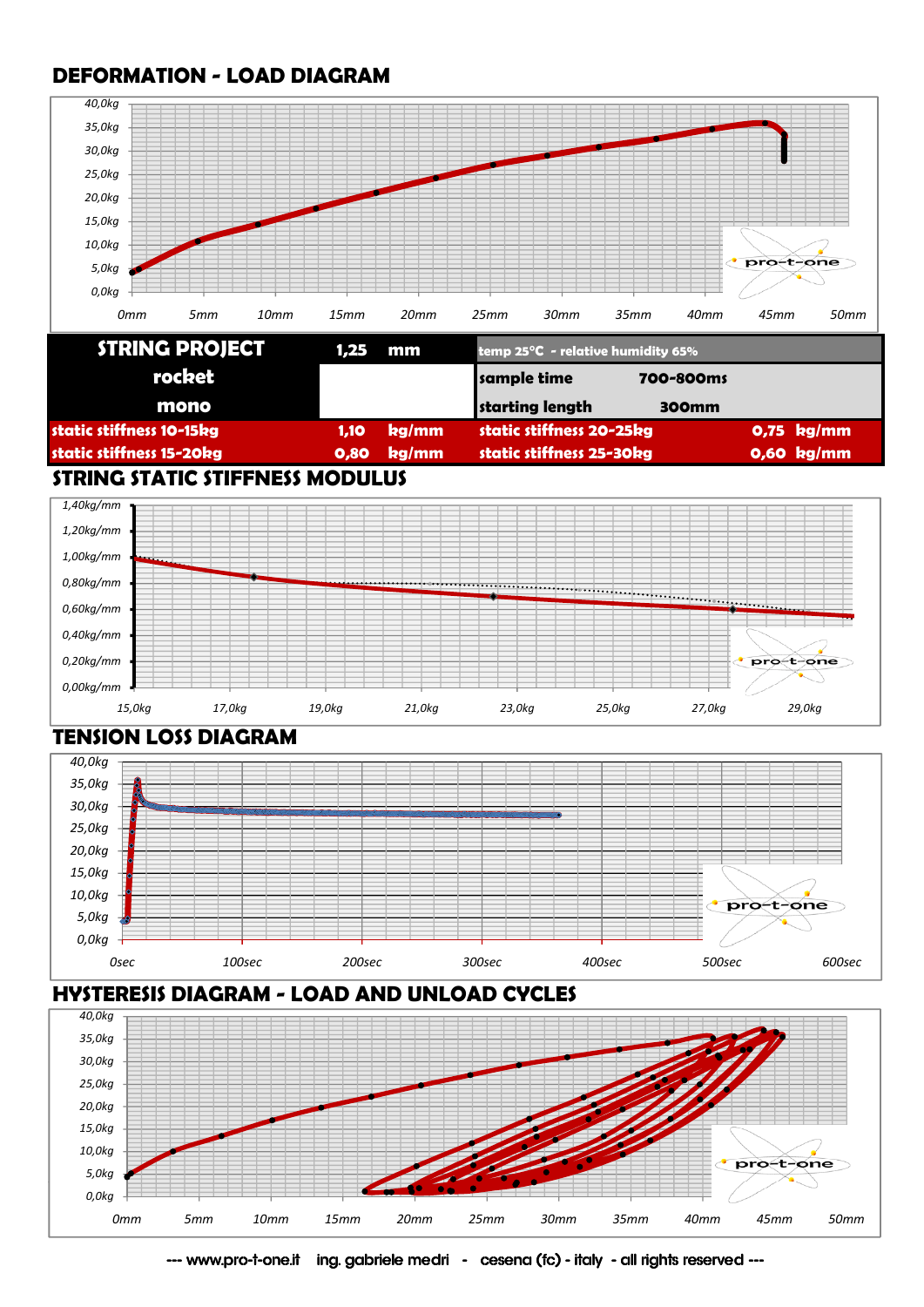## DEFORMATION - LOAD DIAGRAM

40,0kg
35,0kg
30,0kg
25,0kg
20,0kg
15,0kg
10,0kg
5,0kg
0,0kg

0mm 5mm 10mm 15mm 20mm 25mm 30mm 35mm 40mm 45mm 50mm

pro-t-one

| | | | | |
|---|---|---|---|---|
| **STRING PROJECT** | **1,25 mm** | **temp 25°C - relative humidity 65%** | | |
| **rocket** | | **sample time** | **700-800ms** | |
| **mono** | | **starting length** | **300mm** | |
| **static stiffness 10-15kg** | **1,10 kg/mm** | **static stiffness 20-25kg** | **0,75 kg/mm** | |
| **static stiffness 15-20kg** | **0,80 kg/mm** | **static stiffness 25-30kg** | **0,60 kg/mm** | |

## STRING STATIC STIFFNESS MODULUS

1,40kg/mm
1,20kg/mm
1,00kg/mm
0,80kg/mm
0,60kg/mm
0,40kg/mm
0,20kg/mm
0,00kg/mm

15,0kg 17,0kg 19,0kg 21,0kg 23,0kg 25,0kg 27,0kg 29,0kg

pro-t-one

## TENSION LOSS DIAGRAM

40,0kg
35,0kg
30,0kg
25,0kg
20,0kg
15,0kg
10,0kg
5,0kg
0,0kg

0sec 100sec 200sec 300sec 400sec 500sec 600sec

pro-t-one

## HYSTERESIS DIAGRAM - LOAD AND UNLOAD CYCLES

40,0kg
35,0kg
30,0kg
25,0kg
20,0kg
15,0kg
10,0kg
5,0kg
0,0kg

0mm 5mm 10mm 15mm 20mm 25mm 30mm 35mm 40mm 45mm 50mm

pro-t-one

--- www.pro-t-one.it ing. gabriele medri - cesena (fc) - italy - all rights reserved ---